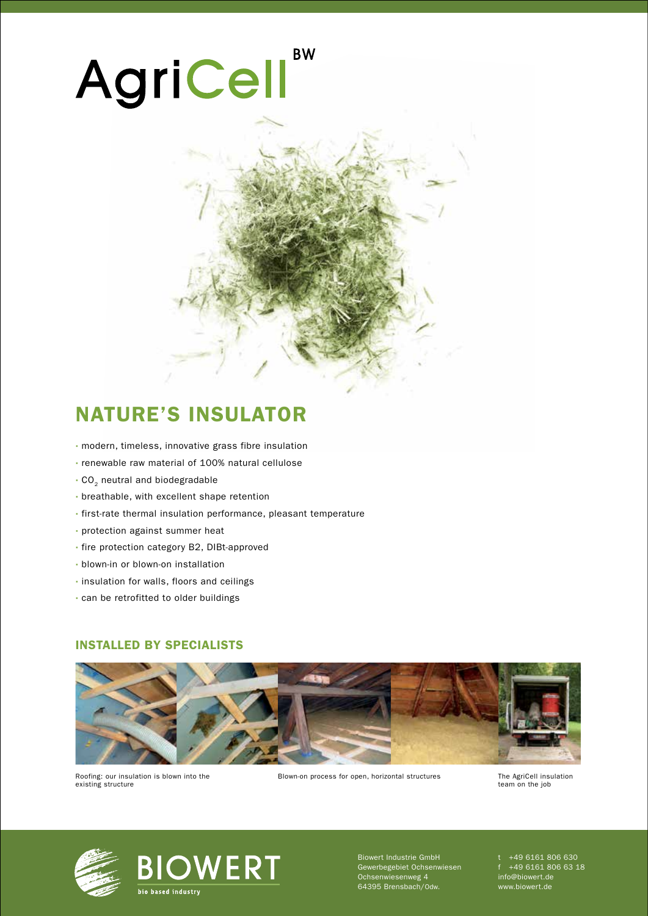# AgriCell BW

## NATURE'S INSULATOR

- modern, timeless, innovative grass fibre insulation
- renewable raw material of 100% natural cellulose
- $CO_2$ neutral and biodegradable
- breathable, with excellent shape retention
- first-rate thermal insulation performance, pleasant temperature
- protection against summer heat
- fire protection category B2, DIBt-approved
- blown-in or blown-on installation
- insulation for walls, floors and ceilings
- can be retrofitted to older buildings

### INSTALLED BY SPECIALISTS

Roofing: our insulation is blown into the existing structure

Blown-on process for open, horizontal structures

The AgriCell insulation team on the job

BIOWERT
bio based industry

Biowert Industrie GmbH
Gewerbegebiet Ochsenwiesen
Ochsenwiesenweg 4
64395 Brensbach/Odw.

t +49 6161 806 630
f +49 6161 806 63 18
info@biowert.de
www.biowert.de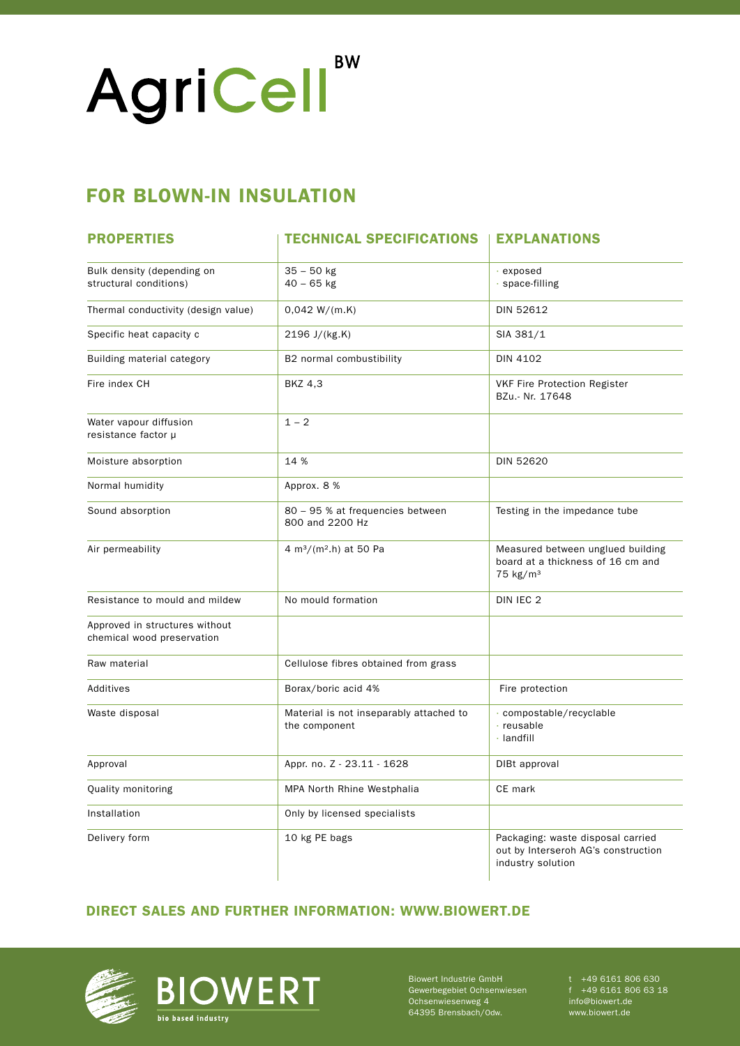# AgriCell BW

## FOR BLOWN-IN INSULATION

| PROPERTIES | TECHNICAL SPECIFICATIONS | EXPLANATIONS |
|---|---|---|
| Bulk density (depending on structural conditions) | 35 – 50 kg<br>40 – 65 kg | · exposed<br>· space-filling |
| Thermal conductivity (design value) | 0,042 W/(m.K) | DIN 52612 |
| Specific heat capacity c | 2196 J/(kg.K) | SIA 381/1 |
| Building material category | B2 normal combustibility | DIN 4102 |
| Fire index CH | BKZ 4,3 | VKF Fire Protection Register BZu.- Nr. 17648 |
| Water vapour diffusion resistance factor μ | 1 – 2 | |
| Moisture absorption | 14 % | DIN 52620 |
| Normal humidity | Approx. 8 % | |
| Sound absorption | 80 – 95 % at frequencies between 800 and 2200 Hz | Testing in the impedance tube |
| Air permeability | 4 $m^3/(m^2.h)$ at 50 Pa | Measured between unglued building board at a thickness of 16 cm and 75 $kg/m^3$ |
| Resistance to mould and mildew | No mould formation | DIN IEC 2 |
| Approved in structures without chemical wood preservation | | |
| Raw material | Cellulose fibres obtained from grass | |
| Additives | Borax/boric acid 4% | Fire protection |
| Waste disposal | Material is not inseparably attached to the component | · compostable/recyclable<br>· reusable<br>· landfill |
| Approval | Appr. no. Z - 23.11 - 1628 | DIBt approval |
| Quality monitoring | MPA North Rhine Westphalia | CE mark |
| Installation | Only by licensed specialists | |
| Delivery form | 10 kg PE bags | Packaging: waste disposal carried out by Interseroh AG's construction industry solution |

### DIRECT SALES AND FURTHER INFORMATION: WWW.BIOWERT.DE

BIOWERT
bio based industry

Biowert Industrie GmbH
Gewerbegebiet Ochsenwiesen
Ochsenwiesenweg 4
64395 Brensbach/Odw.

t +49 6161 806 630
f +49 6161 806 63 18
info@biowert.de
www.biowert.de